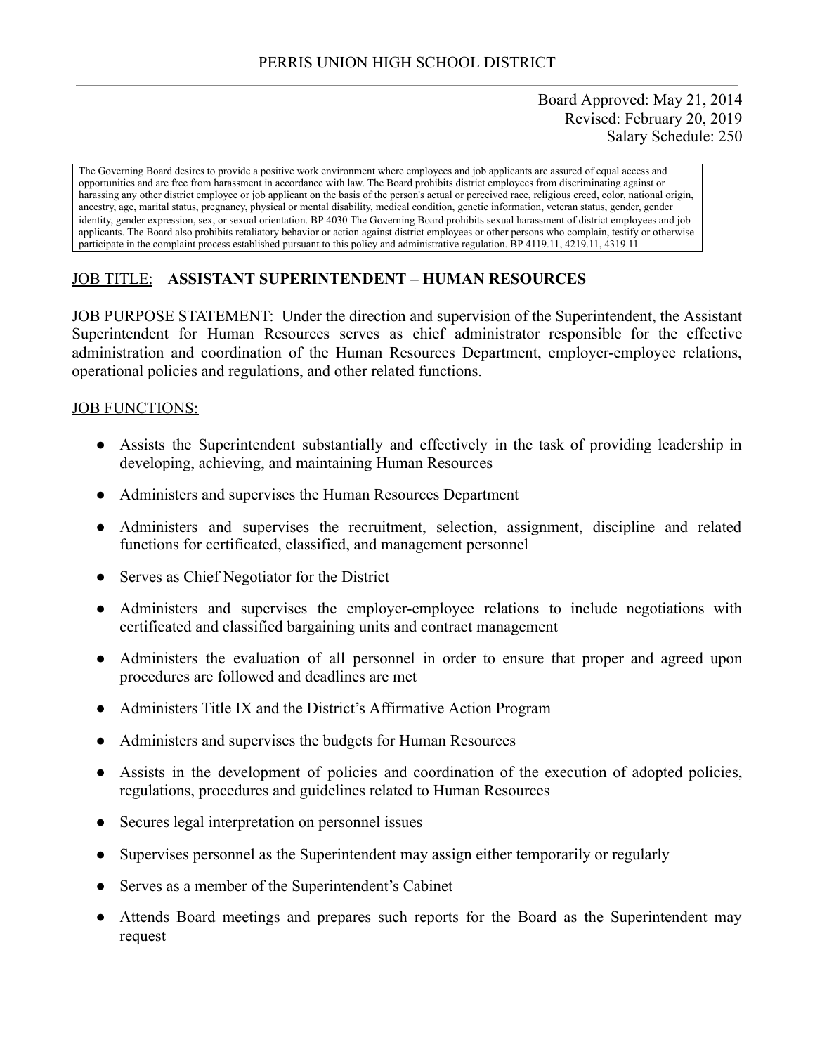PERRIS UNION HIGH SCHOOL DISTRICT

Board Approved: May 21, 2014
Revised: February 20, 2019
Salary Schedule: 250

> The Governing Board desires to provide a positive work environment where employees and job applicants are assured of equal access and opportunities and are free from harassment in accordance with law. The Board prohibits district employees from discriminating against or harassing any other district employee or job applicant on the basis of the person's actual or perceived race, religious creed, color, national origin, ancestry, age, marital status, pregnancy, physical or mental disability, medical condition, genetic information, veteran status, gender, gender identity, gender expression, sex, or sexual orientation. BP 4030 The Governing Board prohibits sexual harassment of district employees and job applicants. The Board also prohibits retaliatory behavior or action against district employees or other persons who complain, testify or otherwise participate in the complaint process established pursuant to this policy and administrative regulation. BP 4119.11, 4219.11, 4319.11

JOB TITLE: **ASSISTANT SUPERINTENDENT – HUMAN RESOURCES**

JOB PURPOSE STATEMENT: Under the direction and supervision of the Superintendent, the Assistant Superintendent for Human Resources serves as chief administrator responsible for the effective administration and coordination of the Human Resources Department, employer-employee relations, operational policies and regulations, and other related functions.

JOB FUNCTIONS:

- Assists the Superintendent substantially and effectively in the task of providing leadership in developing, achieving, and maintaining Human Resources
- Administers and supervises the Human Resources Department
- Administers and supervises the recruitment, selection, assignment, discipline and related functions for certificated, classified, and management personnel
- Serves as Chief Negotiator for the District
- Administers and supervises the employer-employee relations to include negotiations with certificated and classified bargaining units and contract management
- Administers the evaluation of all personnel in order to ensure that proper and agreed upon procedures are followed and deadlines are met
- Administers Title IX and the District's Affirmative Action Program
- Administers and supervises the budgets for Human Resources
- Assists in the development of policies and coordination of the execution of adopted policies, regulations, procedures and guidelines related to Human Resources
- Secures legal interpretation on personnel issues
- Supervises personnel as the Superintendent may assign either temporarily or regularly
- Serves as a member of the Superintendent's Cabinet
- Attends Board meetings and prepares such reports for the Board as the Superintendent may request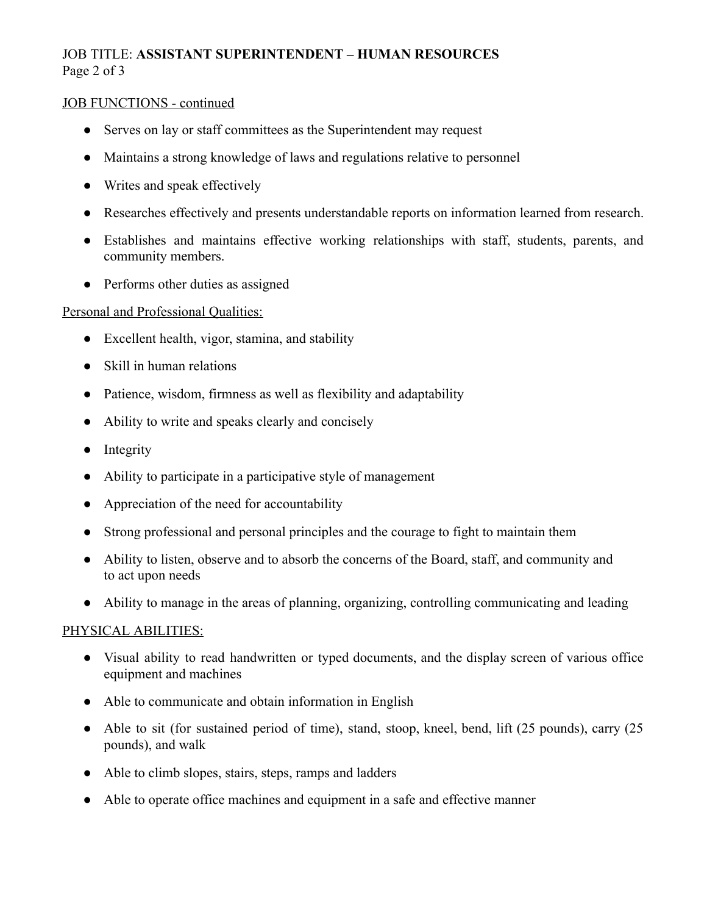JOB FUNCTIONS - continued

- Serves on lay or staff committees as the Superintendent may request
- Maintains a strong knowledge of laws and regulations relative to personnel
- Writes and speak effectively
- Researches effectively and presents understandable reports on information learned from research.
- Establishes and maintains effective working relationships with staff, students, parents, and community members.
- Performs other duties as assigned

Personal and Professional Qualities:

- Excellent health, vigor, stamina, and stability
- Skill in human relations
- Patience, wisdom, firmness as well as flexibility and adaptability
- Ability to write and speaks clearly and concisely
- Integrity
- Ability to participate in a participative style of management
- Appreciation of the need for accountability
- Strong professional and personal principles and the courage to fight to maintain them
- Ability to listen, observe and to absorb the concerns of the Board, staff, and community and to act upon needs
- Ability to manage in the areas of planning, organizing, controlling communicating and leading

PHYSICAL ABILITIES:

- Visual ability to read handwritten or typed documents, and the display screen of various office equipment and machines
- Able to communicate and obtain information in English
- Able to sit (for sustained period of time), stand, stoop, kneel, bend, lift (25 pounds), carry (25 pounds), and walk
- Able to climb slopes, stairs, steps, ramps and ladders
- Able to operate office machines and equipment in a safe and effective manner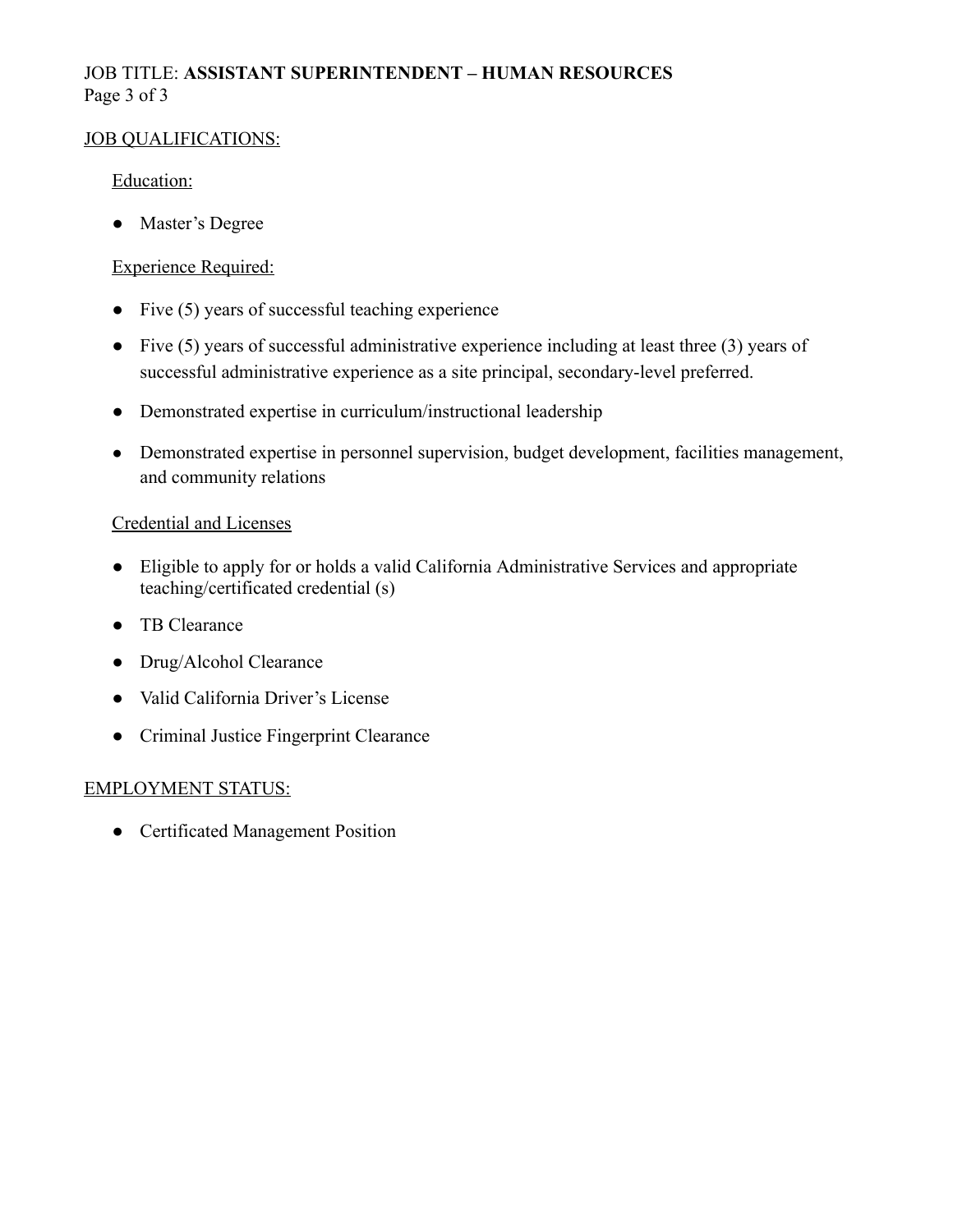## JOB QUALIFICATIONS:

### Education:

- Master's Degree

### Experience Required:

- Five (5) years of successful teaching experience
- Five (5) years of successful administrative experience including at least three (3) years of successful administrative experience as a site principal, secondary-level preferred.
- Demonstrated expertise in curriculum/instructional leadership
- Demonstrated expertise in personnel supervision, budget development, facilities management, and community relations

### Credential and Licenses

- Eligible to apply for or holds a valid California Administrative Services and appropriate teaching/certificated credential (s)
- TB Clearance
- Drug/Alcohol Clearance
- Valid California Driver's License
- Criminal Justice Fingerprint Clearance

## EMPLOYMENT STATUS:

- Certificated Management Position